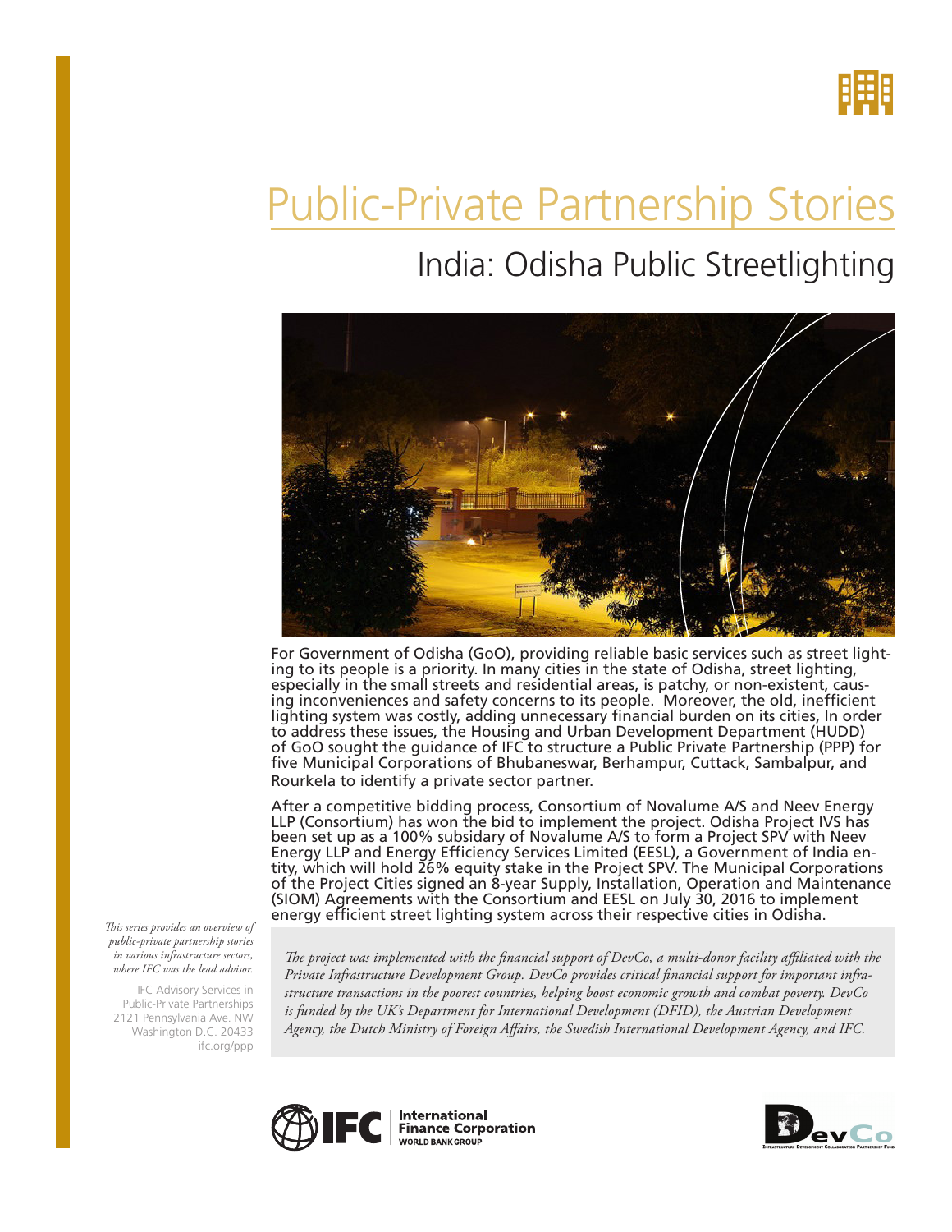# Public-Private Partnership Stories

## India: Odisha Public Streetlighting

For Government of Odisha (GoO), providing reliable basic services such as street lighting to its people is a priority. In many cities in the state of Odisha, street lighting, especially in the small streets and residential areas, is patchy, or non-existent, causing inconveniences and safety concerns to its people. Moreover, the old, inefficient lighting system was costly, adding unnecessary financial burden on its cities, In order to address these issues, the Housing and Urban Development Department (HUDD) of GoO sought the guidance of IFC to structure a Public Private Partnership (PPP) for five Municipal Corporations of Bhubaneswar, Berhampur, Cuttack, Sambalpur, and Rourkela to identify a private sector partner.

After a competitive bidding process, Consortium of Novalume A/S and Neev Energy LLP (Consortium) has won the bid to implement the project. Odisha Project IVS has been set up as a 100% subsidary of Novalume A/S to form a Project SPV with Neev Energy LLP and Energy Efficiency Services Limited (EESL), a Government of India entity, which will hold 26% equity stake in the Project SPV. The Municipal Corporations of the Project Cities signed an 8-year Supply, Installation, Operation and Maintenance (SIOM) Agreements with the Consortium and EESL on July 30, 2016 to implement energy efficient street lighting system across their respective cities in Odisha.

*The project was implemented with the financial support of DevCo, a multi-donor facility affiliated with the Private Infrastructure Development Group. DevCo provides critical financial support for important infrastructure transactions in the poorest countries, helping boost economic growth and combat poverty. DevCo is funded by the UK's Department for International Development (DFID), the Austrian Development Agency, the Dutch Ministry of Foreign Affairs, the Swedish International Development Agency, and IFC.*

*This series provides an overview of public-private partnership stories in various infrastructure sectors, where IFC was the lead advisor.*

IFC Advisory Services in Public-Private Partnerships
2121 Pennsylvania Ave. NW
Washington D.C. 20433
ifc.org/ppp

IFC International Finance Corporation WORLD BANK GROUP

DevCo Infrastructure Development Collaboration Partnership Fund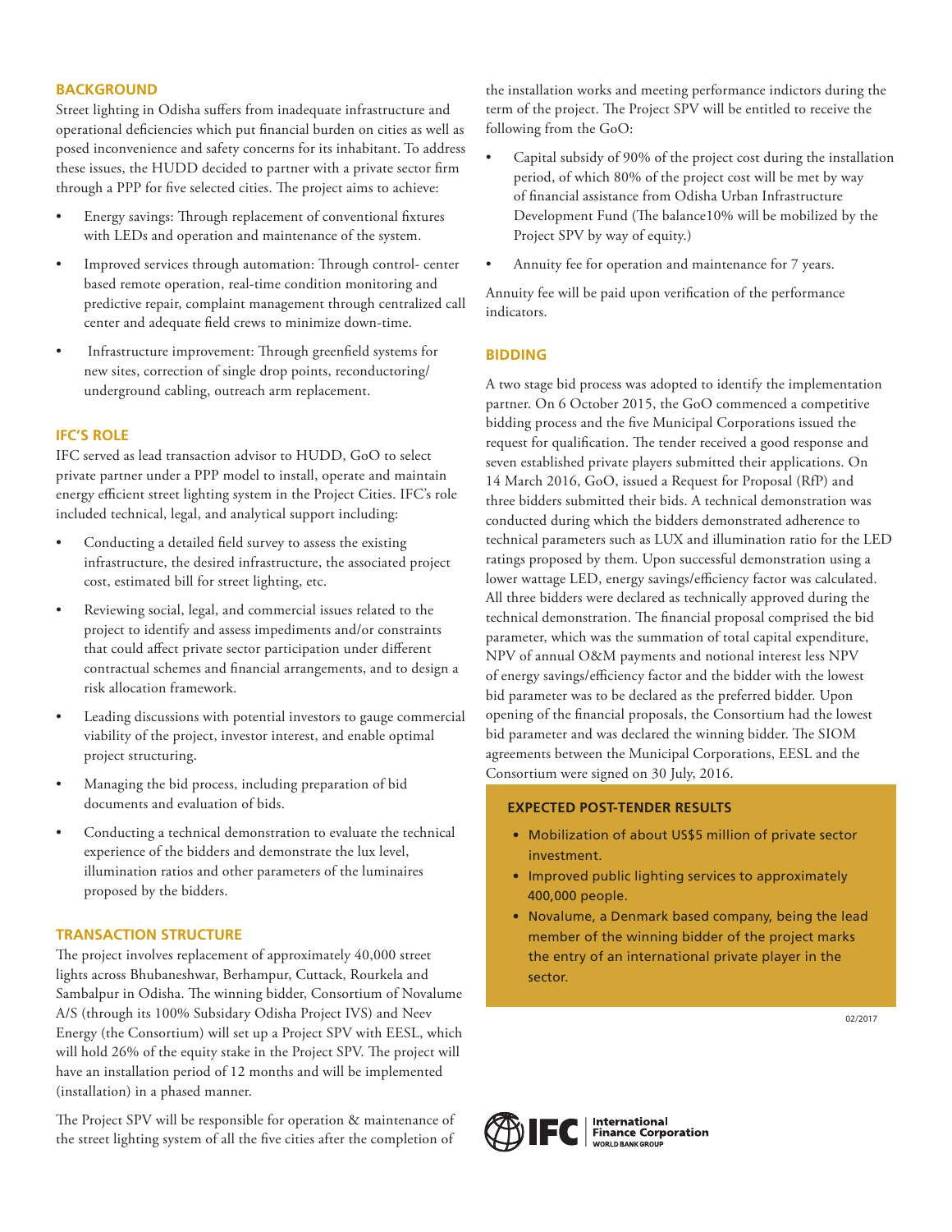## BACKGROUND

Street lighting in Odisha suffers from inadequate infrastructure and operational deficiencies which put financial burden on cities as well as posed inconvenience and safety concerns for its inhabitant. To address these issues, the HUDD decided to partner with a private sector firm through a PPP for five selected cities. The project aims to achieve:

- Energy savings: Through replacement of conventional fixtures with LEDs and operation and maintenance of the system.
- Improved services through automation: Through control- center based remote operation, real-time condition monitoring and predictive repair, complaint management through centralized call center and adequate field crews to minimize down-time.
- Infrastructure improvement: Through greenfield systems for new sites, correction of single drop points, reconductoring/ underground cabling, outreach arm replacement.

## IFC'S ROLE

IFC served as lead transaction advisor to HUDD, GoO to select private partner under a PPP model to install, operate and maintain energy efficient street lighting system in the Project Cities. IFC's role included technical, legal, and analytical support including:

- Conducting a detailed field survey to assess the existing infrastructure, the desired infrastructure, the associated project cost, estimated bill for street lighting, etc.
- Reviewing social, legal, and commercial issues related to the project to identify and assess impediments and/or constraints that could affect private sector participation under different contractual schemes and financial arrangements, and to design a risk allocation framework.
- Leading discussions with potential investors to gauge commercial viability of the project, investor interest, and enable optimal project structuring.
- Managing the bid process, including preparation of bid documents and evaluation of bids.
- Conducting a technical demonstration to evaluate the technical experience of the bidders and demonstrate the lux level, illumination ratios and other parameters of the luminaires proposed by the bidders.

## TRANSACTION STRUCTURE

The project involves replacement of approximately 40,000 street lights across Bhubaneshwar, Berhampur, Cuttack, Rourkela and Sambalpur in Odisha. The winning bidder, Consortium of Novalume A/S (through its 100% Subsidary Odisha Project IVS) and Neev Energy (the Consortium) will set up a Project SPV with EESL, which will hold 26% of the equity stake in the Project SPV. The project will have an installation period of 12 months and will be implemented (installation) in a phased manner.

The Project SPV will be responsible for operation & maintenance of the street lighting system of all the five cities after the completion of the installation works and meeting performance indictors during the term of the project. The Project SPV will be entitled to receive the following from the GoO:

- Capital subsidy of 90% of the project cost during the installation period, of which 80% of the project cost will be met by way of financial assistance from Odisha Urban Infrastructure Development Fund (The balance10% will be mobilized by the Project SPV by way of equity.)
- Annuity fee for operation and maintenance for 7 years.

Annuity fee will be paid upon verification of the performance indicators.

## BIDDING

A two stage bid process was adopted to identify the implementation partner. On 6 October 2015, the GoO commenced a competitive bidding process and the five Municipal Corporations issued the request for qualification. The tender received a good response and seven established private players submitted their applications. On 14 March 2016, GoO, issued a Request for Proposal (RfP) and three bidders submitted their bids. A technical demonstration was conducted during which the bidders demonstrated adherence to technical parameters such as LUX and illumination ratio for the LED ratings proposed by them. Upon successful demonstration using a lower wattage LED, energy savings/efficiency factor was calculated. All three bidders were declared as technically approved during the technical demonstration. The financial proposal comprised the bid parameter, which was the summation of total capital expenditure, NPV of annual O&M payments and notional interest less NPV of energy savings/efficiency factor and the bidder with the lowest bid parameter was to be declared as the preferred bidder. Upon opening of the financial proposals, the Consortium had the lowest bid parameter and was declared the winning bidder. The SIOM agreements between the Municipal Corporations, EESL and the Consortium were signed on 30 July, 2016.

### EXPECTED POST-TENDER RESULTS

- Mobilization of about US$5 million of private sector investment.
- Improved public lighting services to approximately 400,000 people.
- Novalume, a Denmark based company, being the lead member of the winning bidder of the project marks the entry of an international private player in the sector.

02/2017